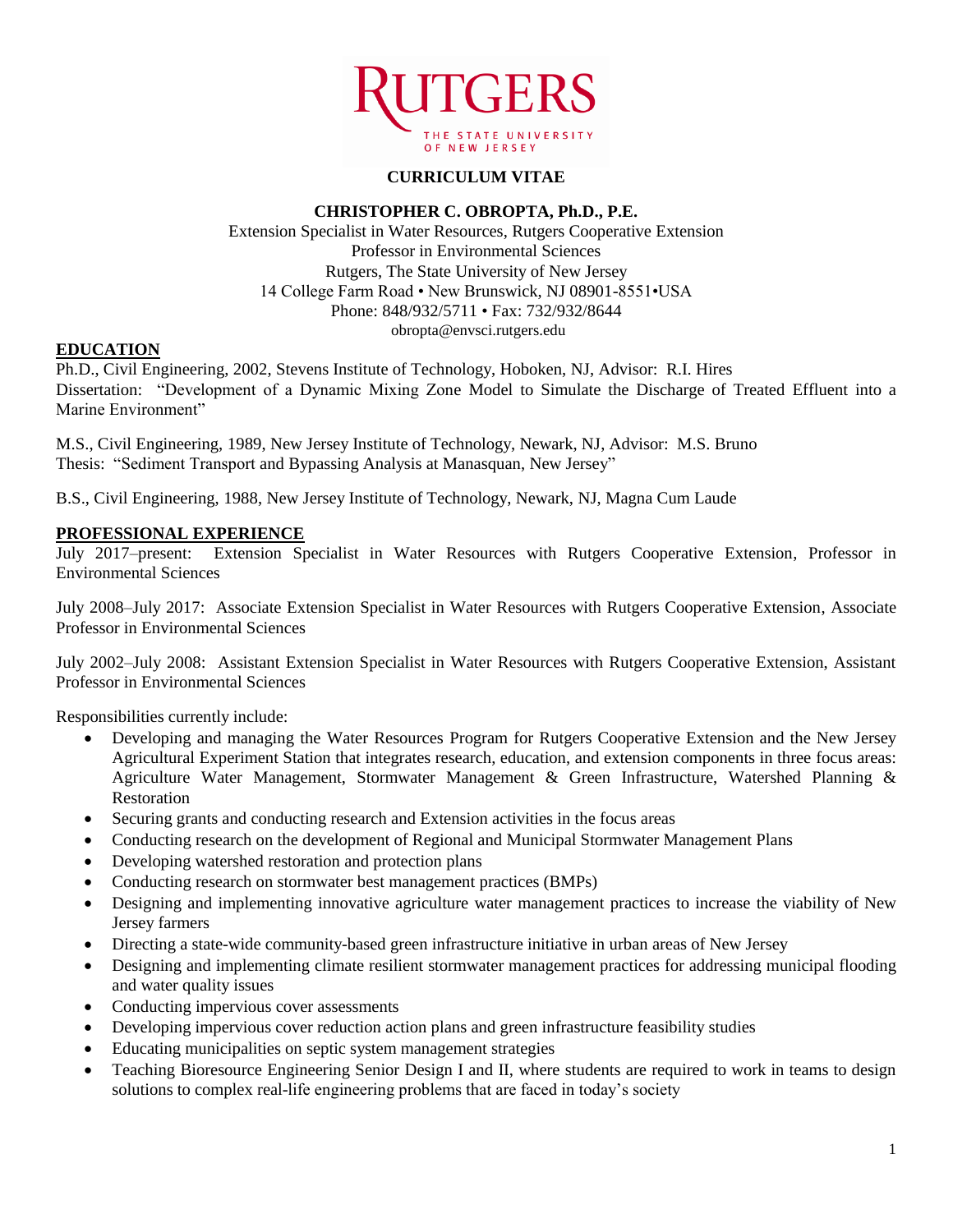# CURRICULUM VITAE

## CHRISTOPHER C. OBROPTA, Ph.D., P.E.

Extension Specialist in Water Resources, Rutgers Cooperative Extension
Professor in Environmental Sciences
Rutgers, The State University of New Jersey
14 College Farm Road • New Brunswick, NJ 08901-8551•USA
Phone: 848/932/5711 • Fax: 732/932/8644
obropta@envsci.rutgers.edu

## EDUCATION

Ph.D., Civil Engineering, 2002, Stevens Institute of Technology, Hoboken, NJ, Advisor: R.I. Hires
Dissertation: "Development of a Dynamic Mixing Zone Model to Simulate the Discharge of Treated Effluent into a Marine Environment"

M.S., Civil Engineering, 1989, New Jersey Institute of Technology, Newark, NJ, Advisor: M.S. Bruno
Thesis: "Sediment Transport and Bypassing Analysis at Manasquan, New Jersey"

B.S., Civil Engineering, 1988, New Jersey Institute of Technology, Newark, NJ, Magna Cum Laude

## PROFESSIONAL EXPERIENCE

July 2017–present: Extension Specialist in Water Resources with Rutgers Cooperative Extension, Professor in Environmental Sciences

July 2008–July 2017: Associate Extension Specialist in Water Resources with Rutgers Cooperative Extension, Associate Professor in Environmental Sciences

July 2002–July 2008: Assistant Extension Specialist in Water Resources with Rutgers Cooperative Extension, Assistant Professor in Environmental Sciences

Responsibilities currently include:

- Developing and managing the Water Resources Program for Rutgers Cooperative Extension and the New Jersey Agricultural Experiment Station that integrates research, education, and extension components in three focus areas: Agriculture Water Management, Stormwater Management & Green Infrastructure, Watershed Planning & Restoration
- Securing grants and conducting research and Extension activities in the focus areas
- Conducting research on the development of Regional and Municipal Stormwater Management Plans
- Developing watershed restoration and protection plans
- Conducting research on stormwater best management practices (BMPs)
- Designing and implementing innovative agriculture water management practices to increase the viability of New Jersey farmers
- Directing a state-wide community-based green infrastructure initiative in urban areas of New Jersey
- Designing and implementing climate resilient stormwater management practices for addressing municipal flooding and water quality issues
- Conducting impervious cover assessments
- Developing impervious cover reduction action plans and green infrastructure feasibility studies
- Educating municipalities on septic system management strategies
- Teaching Bioresource Engineering Senior Design I and II, where students are required to work in teams to design solutions to complex real-life engineering problems that are faced in today's society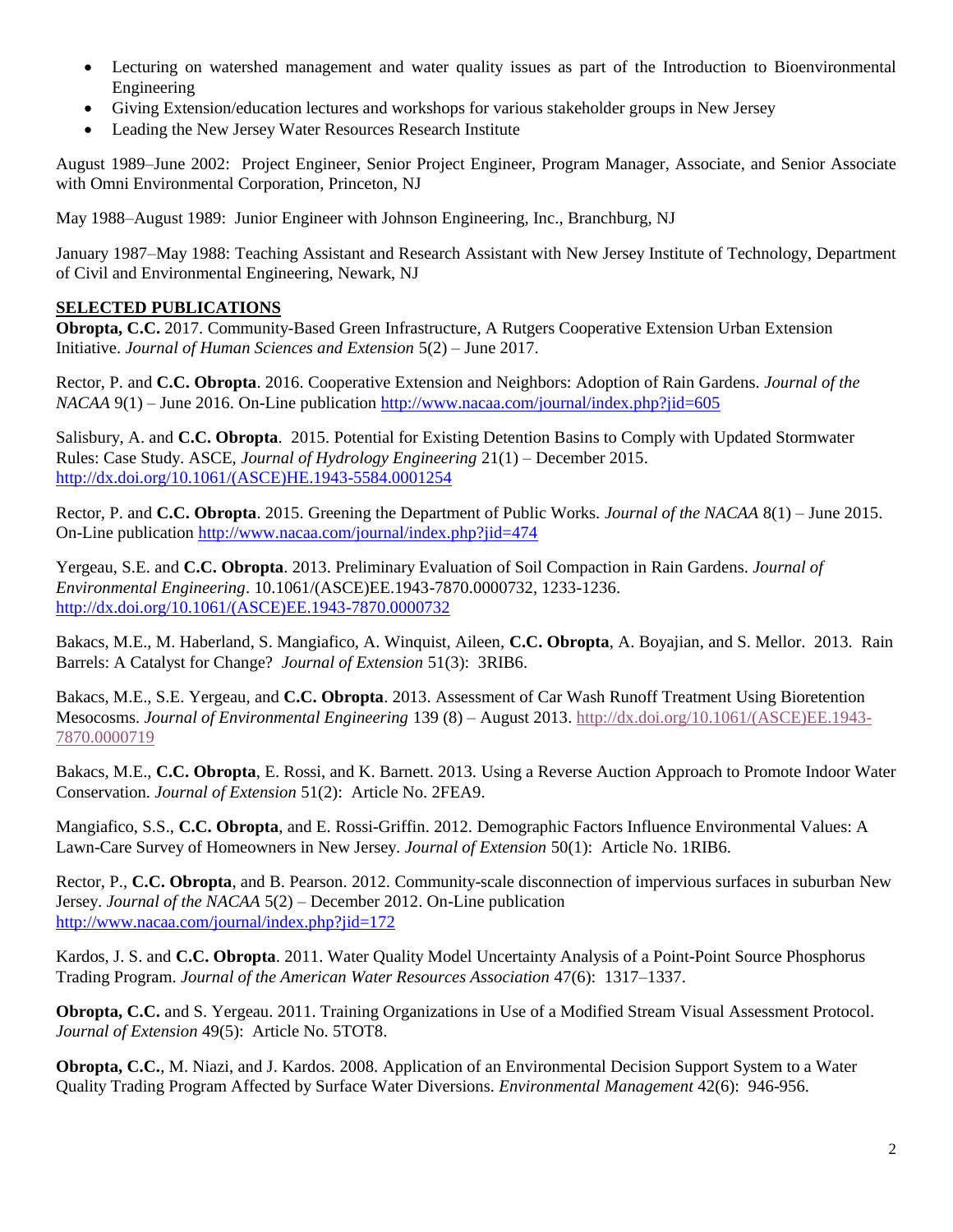- Lecturing on watershed management and water quality issues as part of the Introduction to Bioenvironmental Engineering
- Giving Extension/education lectures and workshops for various stakeholder groups in New Jersey
- Leading the New Jersey Water Resources Research Institute

August 1989–June 2002: Project Engineer, Senior Project Engineer, Program Manager, Associate, and Senior Associate with Omni Environmental Corporation, Princeton, NJ

May 1988–August 1989: Junior Engineer with Johnson Engineering, Inc., Branchburg, NJ

January 1987–May 1988: Teaching Assistant and Research Assistant with New Jersey Institute of Technology, Department of Civil and Environmental Engineering, Newark, NJ

**SELECTED PUBLICATIONS**

**Obropta, C.C.** 2017. Community-Based Green Infrastructure, A Rutgers Cooperative Extension Urban Extension Initiative. *Journal of Human Sciences and Extension* 5(2) – June 2017.

Rector, P. and **C.C. Obropta**. 2016. Cooperative Extension and Neighbors: Adoption of Rain Gardens. *Journal of the NACAA* 9(1) – June 2016. On-Line publication http://www.nacaa.com/journal/index.php?jid=605

Salisbury, A. and **C.C. Obropta**. 2015. Potential for Existing Detention Basins to Comply with Updated Stormwater Rules: Case Study. ASCE, *Journal of Hydrology Engineering* 21(1) – December 2015. http://dx.doi.org/10.1061/(ASCE)HE.1943-5584.0001254

Rector, P. and **C.C. Obropta**. 2015. Greening the Department of Public Works. *Journal of the NACAA* 8(1) – June 2015. On-Line publication http://www.nacaa.com/journal/index.php?jid=474

Yergeau, S.E. and **C.C. Obropta**. 2013. Preliminary Evaluation of Soil Compaction in Rain Gardens. *Journal of Environmental Engineering*. 10.1061/(ASCE)EE.1943-7870.0000732, 1233-1236. http://dx.doi.org/10.1061/(ASCE)EE.1943-7870.0000732

Bakacs, M.E., M. Haberland, S. Mangiafico, A. Winquist, Aileen, **C.C. Obropta**, A. Boyajian, and S. Mellor. 2013. Rain Barrels: A Catalyst for Change? *Journal of Extension* 51(3): 3RIB6.

Bakacs, M.E., S.E. Yergeau, and **C.C. Obropta**. 2013. Assessment of Car Wash Runoff Treatment Using Bioretention Mesocosms. *Journal of Environmental Engineering* 139 (8) – August 2013. http://dx.doi.org/10.1061/(ASCE)EE.1943-7870.0000719

Bakacs, M.E., **C.C. Obropta**, E. Rossi, and K. Barnett. 2013. Using a Reverse Auction Approach to Promote Indoor Water Conservation. *Journal of Extension* 51(2): Article No. 2FEA9.

Mangiafico, S.S., **C.C. Obropta**, and E. Rossi-Griffin. 2012. Demographic Factors Influence Environmental Values: A Lawn-Care Survey of Homeowners in New Jersey. *Journal of Extension* 50(1): Article No. 1RIB6.

Rector, P., **C.C. Obropta**, and B. Pearson. 2012. Community-scale disconnection of impervious surfaces in suburban New Jersey. *Journal of the NACAA* 5(2) – December 2012. On-Line publication http://www.nacaa.com/journal/index.php?jid=172

Kardos, J. S. and **C.C. Obropta**. 2011. Water Quality Model Uncertainty Analysis of a Point-Point Source Phosphorus Trading Program. *Journal of the American Water Resources Association* 47(6): 1317–1337.

**Obropta, C.C.** and S. Yergeau. 2011. Training Organizations in Use of a Modified Stream Visual Assessment Protocol. *Journal of Extension* 49(5): Article No. 5TOT8.

**Obropta, C.C.**, M. Niazi, and J. Kardos. 2008. Application of an Environmental Decision Support System to a Water Quality Trading Program Affected by Surface Water Diversions. *Environmental Management* 42(6): 946-956.